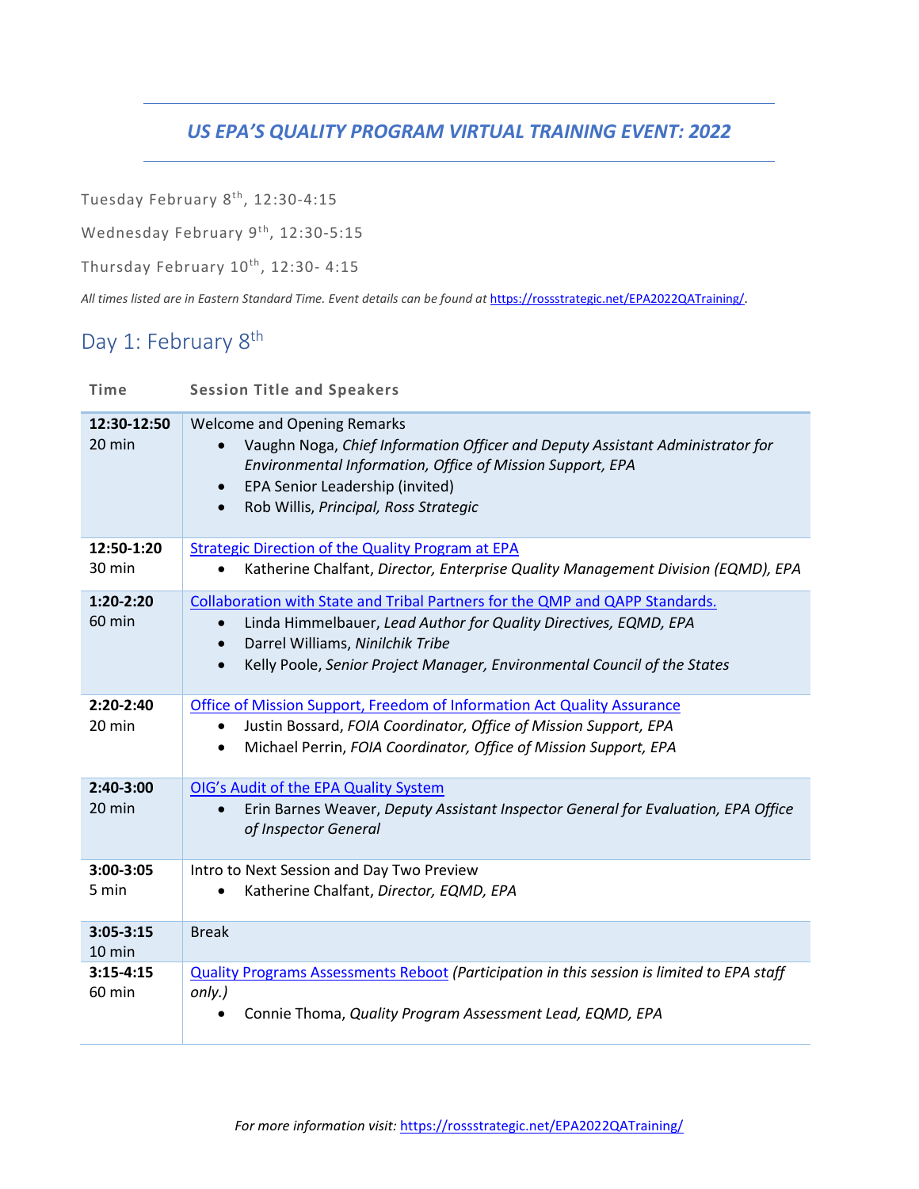# *US EPA'S QUALITY PROGRAM VIRTUAL TRAINING EVENT: 2022*

Tuesday February 8th, 12:30-4:15

Wednesday February 9th, 12:30-5:15

Thursday February 10th, 12:30- 4:15

*All times listed are in Eastern Standard Time. Event details can be found at* https://rossstrategic.net/EPA2022QATraining/.

## Day 1: February 8th

| Time | Session Title and Speakers |
|---|---|
| **12:30-12:50** 20 min | Welcome and Opening Remarks <br>• Vaughn Noga, *Chief Information Officer and Deputy Assistant Administrator for Environmental Information, Office of Mission Support, EPA* <br>• EPA Senior Leadership (invited) <br>• Rob Willis, *Principal, Ross Strategic* |
| **12:50-1:20** 30 min | Strategic Direction of the Quality Program at EPA <br>• Katherine Chalfant, *Director, Enterprise Quality Management Division (EQMD), EPA* |
| **1:20-2:20** 60 min | Collaboration with State and Tribal Partners for the QMP and QAPP Standards. <br>• Linda Himmelbauer, *Lead Author for Quality Directives, EQMD, EPA* <br>• Darrel Williams, *Ninilchik Tribe* <br>• Kelly Poole, *Senior Project Manager, Environmental Council of the States* |
| **2:20-2:40** 20 min | Office of Mission Support, Freedom of Information Act Quality Assurance <br>• Justin Bossard, *FOIA Coordinator, Office of Mission Support, EPA* <br>• Michael Perrin, *FOIA Coordinator, Office of Mission Support, EPA* |
| **2:40-3:00** 20 min | OIG's Audit of the EPA Quality System <br>• Erin Barnes Weaver, *Deputy Assistant Inspector General for Evaluation, EPA Office of Inspector General* |
| **3:00-3:05** 5 min | Intro to Next Session and Day Two Preview <br>• Katherine Chalfant, *Director, EQMD, EPA* |
| **3:05-3:15** 10 min | Break |
| **3:15-4:15** 60 min | Quality Programs Assessments Reboot *(Participation in this session is limited to EPA staff only.)* <br>• Connie Thoma, *Quality Program Assessment Lead, EQMD, EPA* |

*For more information visit:* https://rossstrategic.net/EPA2022QATraining/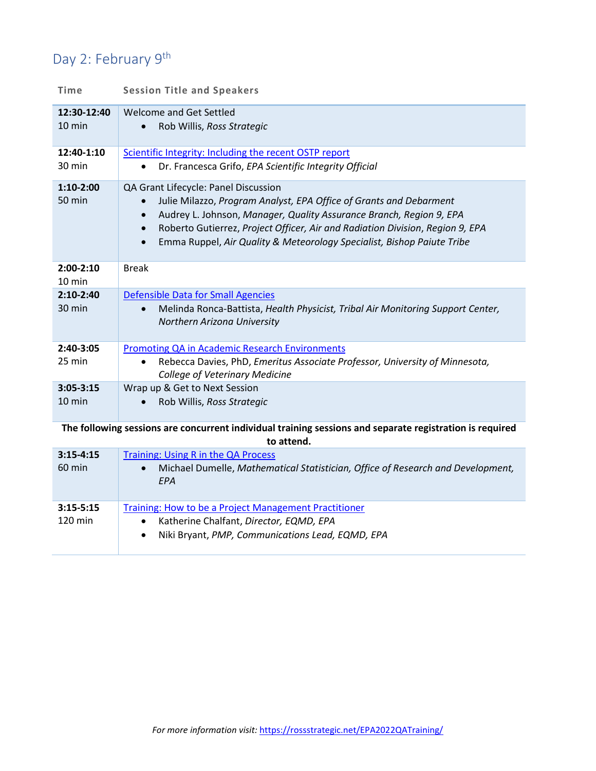## Day 2: February 9th

| Time | Session Title and Speakers |
|---|---|
| **12:30-12:40** 10 min | Welcome and Get Settled<br>• Rob Willis, *Ross Strategic* |
| **12:40-1:10** 30 min | Scientific Integrity: Including the recent OSTP report<br>• Dr. Francesca Grifo, *EPA Scientific Integrity Official* |
| **1:10-2:00** 50 min | QA Grant Lifecycle: Panel Discussion<br>• Julie Milazzo, *Program Analyst, EPA Office of Grants and Debarment*<br>• Audrey L. Johnson, *Manager, Quality Assurance Branch, Region 9, EPA*<br>• Roberto Gutierrez, *Project Officer, Air and Radiation Division, Region 9, EPA*<br>• Emma Ruppel, *Air Quality & Meteorology Specialist, Bishop Paiute Tribe* |
| **2:00-2:10** 10 min | Break |
| **2:10-2:40** 30 min | Defensible Data for Small Agencies<br>• Melinda Ronca-Battista, *Health Physicist, Tribal Air Monitoring Support Center, Northern Arizona University* |
| **2:40-3:05** 25 min | Promoting QA in Academic Research Environments<br>• Rebecca Davies, PhD, *Emeritus Associate Professor, University of Minnesota, College of Veterinary Medicine* |
| **3:05-3:15** 10 min | Wrap up & Get to Next Session<br>• Rob Willis, *Ross Strategic* |
| **The following sessions are concurrent individual training sessions and separate registration is required to attend.** | |
| **3:15-4:15** 60 min | Training: Using R in the QA Process<br>• Michael Dumelle, *Mathematical Statistician, Office of Research and Development, EPA* |
| **3:15-5:15** 120 min | Training: How to be a Project Management Practitioner<br>• Katherine Chalfant, *Director, EQMD, EPA*<br>• Niki Bryant, *PMP, Communications Lead, EQMD, EPA* |

*For more information visit:* https://rossstrategic.net/EPA2022QATraining/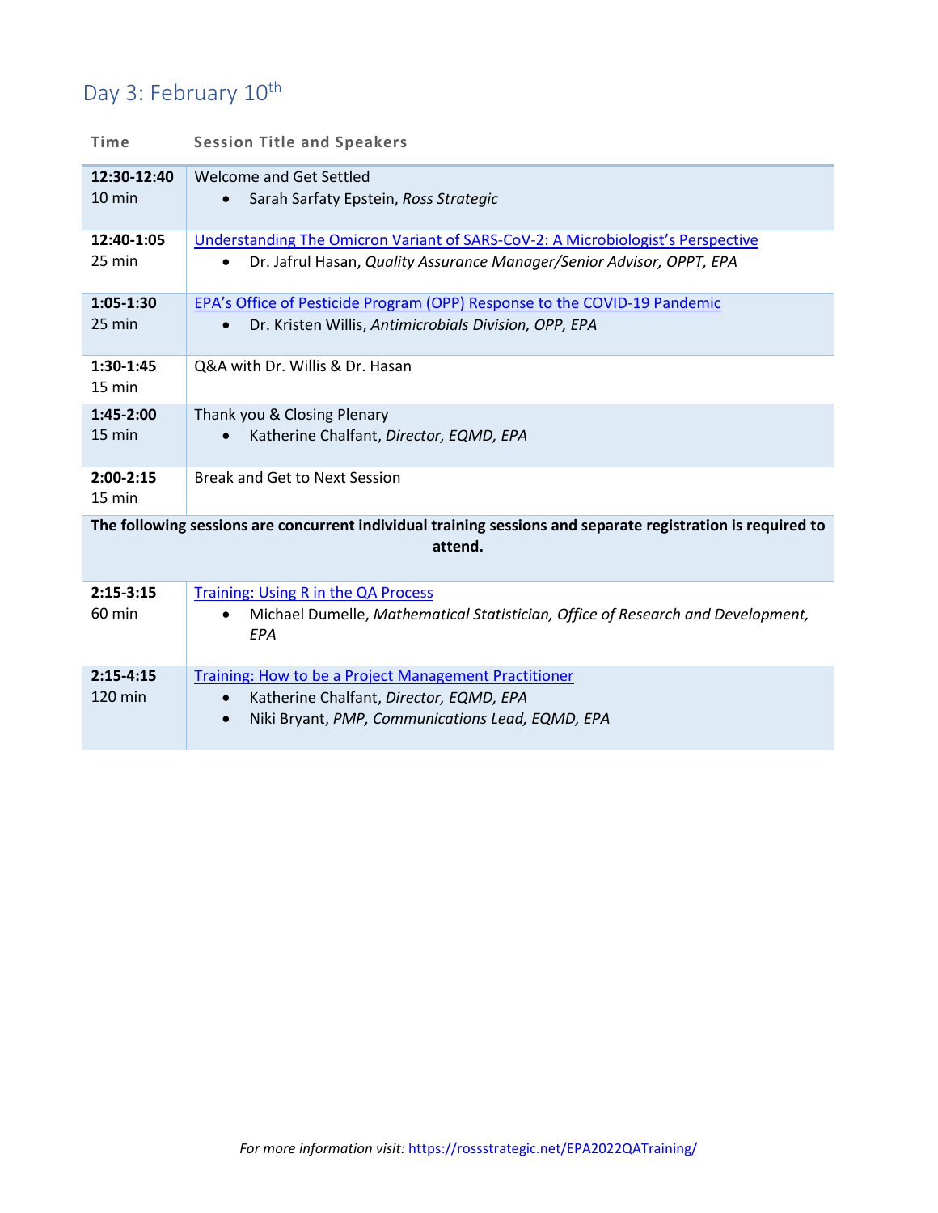## Day 3: February 10th

| Time | Session Title and Speakers |
|---|---|
| **12:30-12:40** 10 min | Welcome and Get Settled<br>• Sarah Sarfaty Epstein, *Ross Strategic* |
| **12:40-1:05** 25 min | Understanding The Omicron Variant of SARS-CoV-2: A Microbiologist's Perspective<br>• Dr. Jafrul Hasan, *Quality Assurance Manager/Senior Advisor, OPPT, EPA* |
| **1:05-1:30** 25 min | EPA's Office of Pesticide Program (OPP) Response to the COVID-19 Pandemic<br>• Dr. Kristen Willis, *Antimicrobials Division, OPP, EPA* |
| **1:30-1:45** 15 min | Q&A with Dr. Willis & Dr. Hasan |
| **1:45-2:00** 15 min | Thank you & Closing Plenary<br>• Katherine Chalfant, *Director, EQMD, EPA* |
| **2:00-2:15** 15 min | Break and Get to Next Session |
| **The following sessions are concurrent individual training sessions and separate registration is required to attend.** | |
| **2:15-3:15** 60 min | Training: Using R in the QA Process<br>• Michael Dumelle, *Mathematical Statistician, Office of Research and Development, EPA* |
| **2:15-4:15** 120 min | Training: How to be a Project Management Practitioner<br>• Katherine Chalfant, *Director, EQMD, EPA*<br>• Niki Bryant, *PMP, Communications Lead, EQMD, EPA* |

*For more information visit:* https://rossstrategic.net/EPA2022QATraining/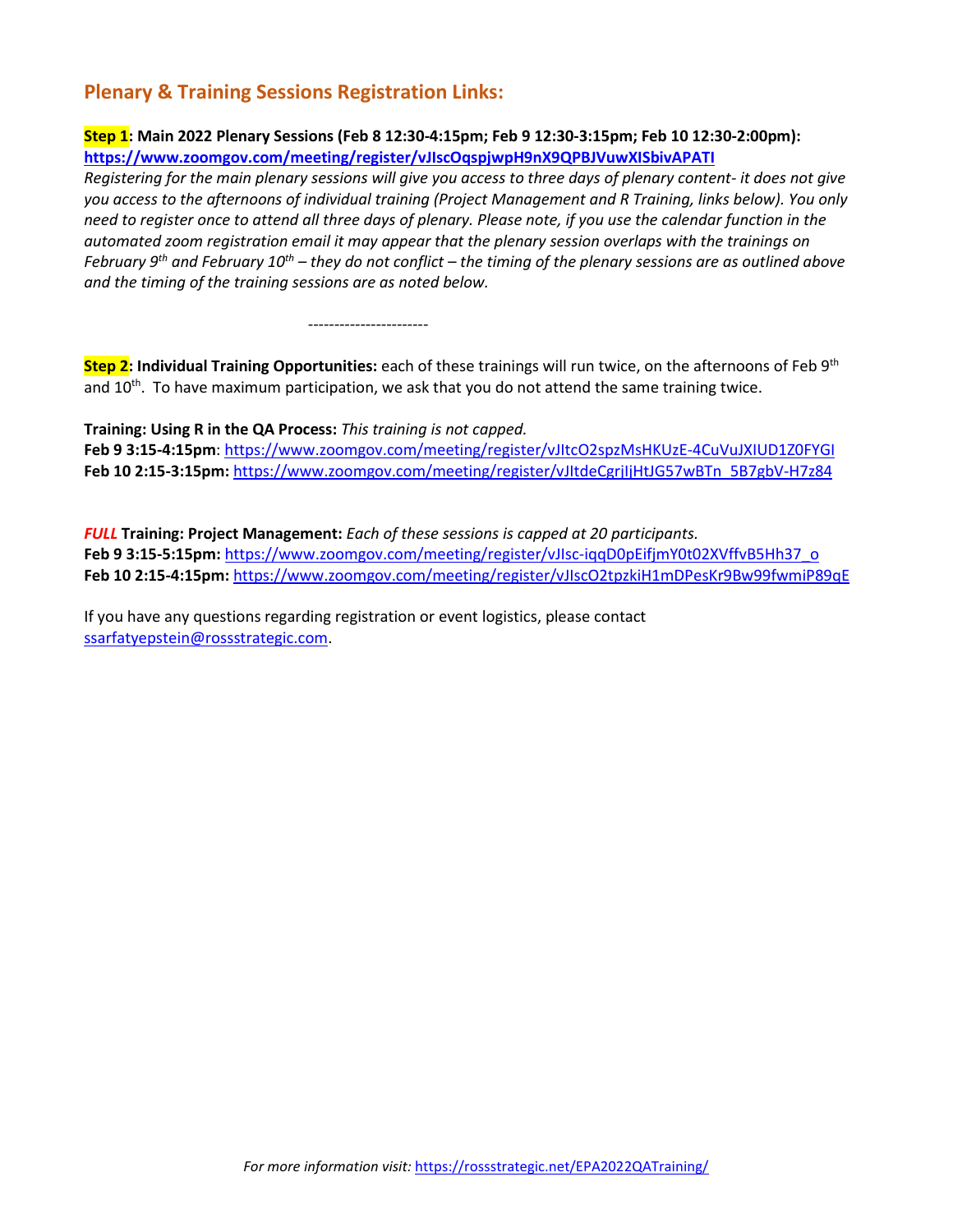## Plenary & Training Sessions Registration Links:

**Step 1: Main 2022 Plenary Sessions (Feb 8 12:30-4:15pm; Feb 9 12:30-3:15pm; Feb 10 12:30-2:00pm):**
**https://www.zoomgov.com/meeting/register/vJIscOqspjwpH9nX9QPBJVuwXISbivAPATI**

*Registering for the main plenary sessions will give you access to three days of plenary content- it does not give you access to the afternoons of individual training (Project Management and R Training, links below). You only need to register once to attend all three days of plenary. Please note, if you use the calendar function in the automated zoom registration email it may appear that the plenary session overlaps with the trainings on February 9th and February 10th – they do not conflict – the timing of the plenary sessions are as outlined above and the timing of the training sessions are as noted below.*

----------------------

**Step 2: Individual Training Opportunities:** each of these trainings will run twice, on the afternoons of Feb 9th and 10th. To have maximum participation, we ask that you do not attend the same training twice.

**Training: Using R in the QA Process:** *This training is not capped.*
**Feb 9 3:15-4:15pm**: https://www.zoomgov.com/meeting/register/vJItcO2spzMsHKUzE-4CuVuJXIUD1Z0FYGI
**Feb 10 2:15-3:15pm:** https://www.zoomgov.com/meeting/register/vJItdeCgrjIjHtJG57wBTn_5B7gbV-H7z84

***FULL*** **Training: Project Management:** *Each of these sessions is capped at 20 participants.*
**Feb 9 3:15-5:15pm:** https://www.zoomgov.com/meeting/register/vJIsc-iqqD0pEifjmY0t02XVffvB5Hh37_o
**Feb 10 2:15-4:15pm:** https://www.zoomgov.com/meeting/register/vJIscO2tpzkiH1mDPesKr9Bw99fwmiP89qE

If you have any questions regarding registration or event logistics, please contact ssarfatyepstein@rossstrategic.com.

*For more information visit:* https://rossstrategic.net/EPA2022QATraining/